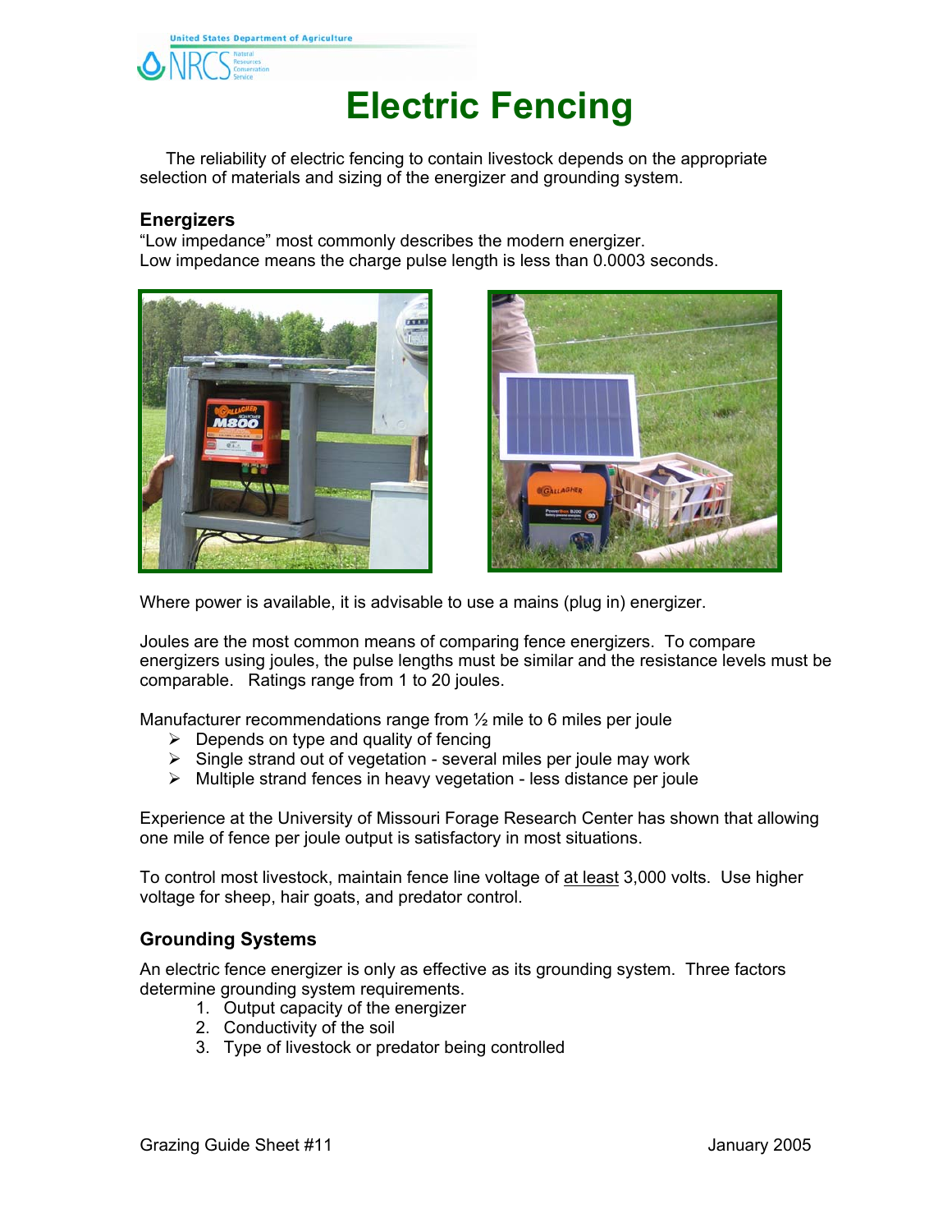# Electric Fencing

The reliability of electric fencing to contain livestock depends on the appropriate selection of materials and sizing of the energizer and grounding system.

## Energizers

"Low impedance" most commonly describes the modern energizer.
Low impedance means the charge pulse length is less than 0.0003 seconds.

Where power is available, it is advisable to use a mains (plug in) energizer.

Joules are the most common means of comparing fence energizers. To compare energizers using joules, the pulse lengths must be similar and the resistance levels must be comparable. Ratings range from 1 to 20 joules.

Manufacturer recommendations range from ½ mile to 6 miles per joule

- Depends on type and quality of fencing
- Single strand out of vegetation - several miles per joule may work
- Multiple strand fences in heavy vegetation - less distance per joule

Experience at the University of Missouri Forage Research Center has shown that allowing one mile of fence per joule output is satisfactory in most situations.

To control most livestock, maintain fence line voltage of <u>at least</u> 3,000 volts. Use higher voltage for sheep, hair goats, and predator control.

## Grounding Systems

An electric fence energizer is only as effective as its grounding system. Three factors determine grounding system requirements.

1. Output capacity of the energizer
2. Conductivity of the soil
3. Type of livestock or predator being controlled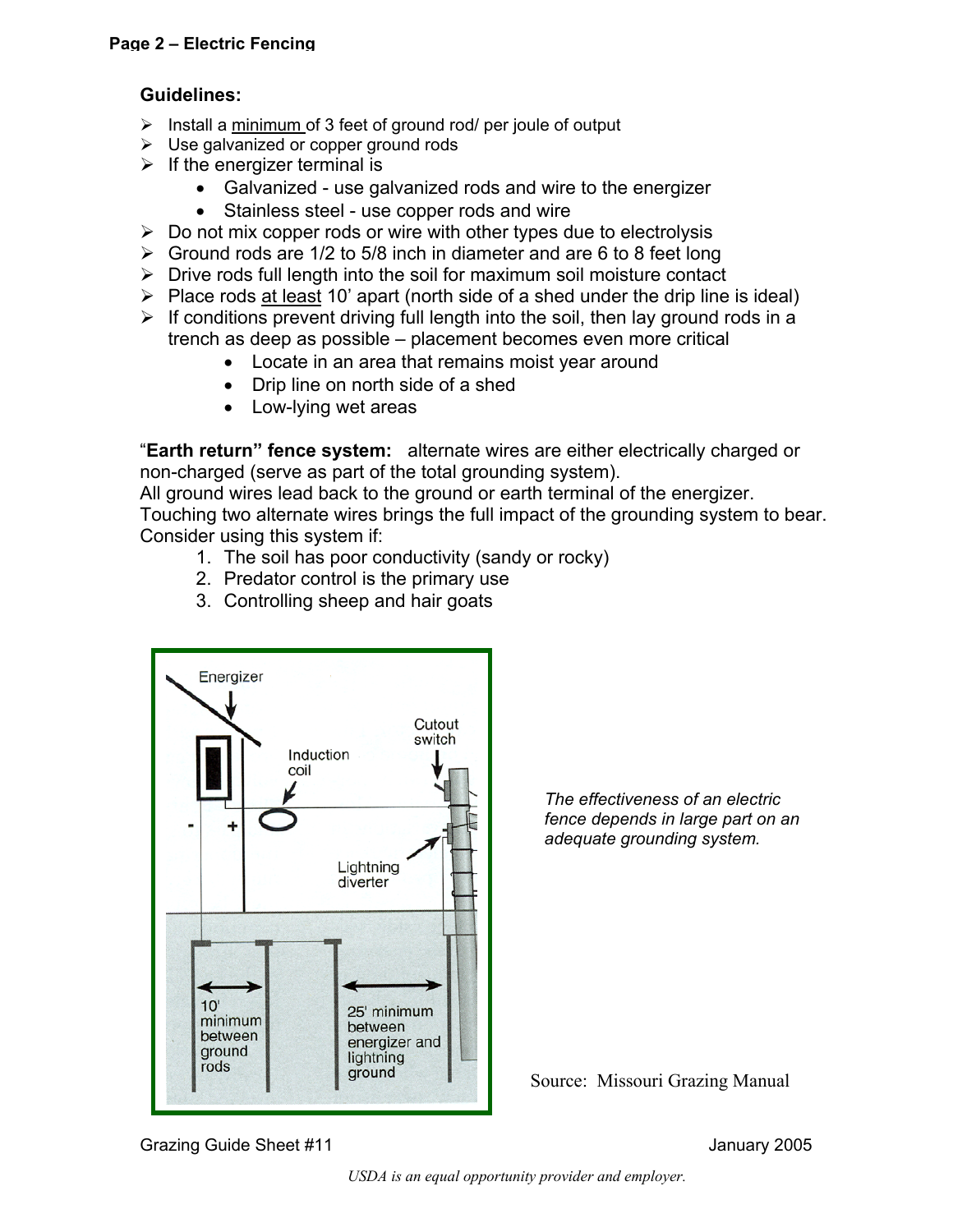**Guidelines:**

- Install a <u>minimum</u> of 3 feet of ground rod/ per joule of output
- Use galvanized or copper ground rods
- If the energizer terminal is
  - Galvanized - use galvanized rods and wire to the energizer
  - Stainless steel - use copper rods and wire
- Do not mix copper rods or wire with other types due to electrolysis
- Ground rods are 1/2 to 5/8 inch in diameter and are 6 to 8 feet long
- Drive rods full length into the soil for maximum soil moisture contact
- Place rods <u>at least</u> 10' apart (north side of a shed under the drip line is ideal)
- If conditions prevent driving full length into the soil, then lay ground rods in a trench as deep as possible – placement becomes even more critical
  - Locate in an area that remains moist year around
  - Drip line on north side of a shed
  - Low-lying wet areas

"**Earth return" fence system:** alternate wires are either electrically charged or non-charged (serve as part of the total grounding system).
All ground wires lead back to the ground or earth terminal of the energizer.
Touching two alternate wires brings the full impact of the grounding system to bear.
Consider using this system if:

1. The soil has poor conductivity (sandy or rocky)
2. Predator control is the primary use
3. Controlling sheep and hair goats

Energizer
Cutout switch
Induction coil
Lightning diverter
- +
10' minimum between ground rods
25' minimum between energizer and lightning ground

*The effectiveness of an electric fence depends in large part on an adequate grounding system.*

Source: Missouri Grazing Manual

Grazing Guide Sheet #11 January 2005

*USDA is an equal opportunity provider and employer.*